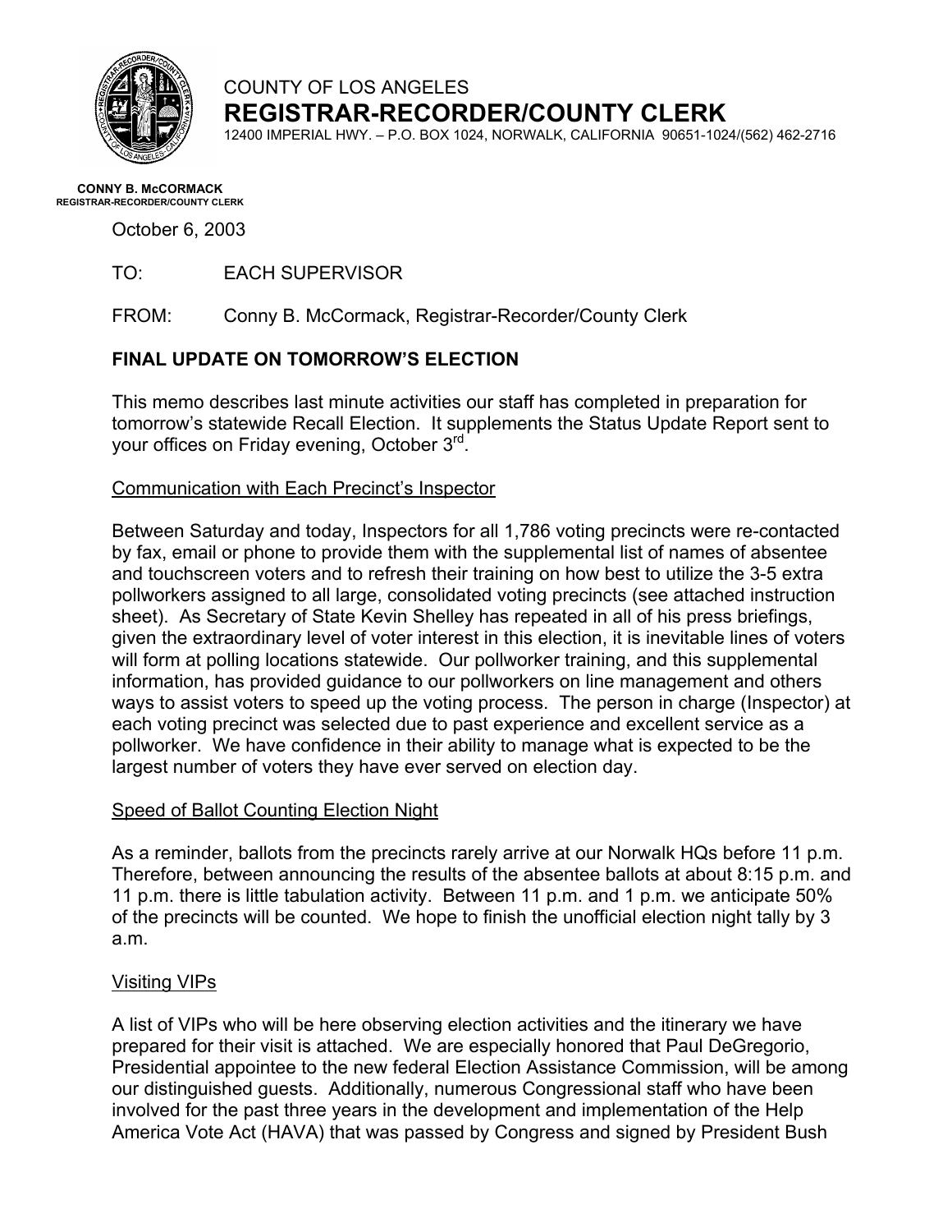COUNTY OF LOS ANGELES

**REGISTRAR-RECORDER/COUNTY CLERK**

12400 IMPERIAL HWY. – P.O. BOX 1024, NORWALK, CALIFORNIA 90651-1024/(562) 462-2716

**CONNY B. McCORMACK**
**REGISTRAR-RECORDER/COUNTY CLERK**

October 6, 2003

TO: EACH SUPERVISOR

FROM: Conny B. McCormack, Registrar-Recorder/County Clerk

**FINAL UPDATE ON TOMORROW'S ELECTION**

This memo describes last minute activities our staff has completed in preparation for tomorrow's statewide Recall Election. It supplements the Status Update Report sent to your offices on Friday evening, October 3rd.

Communication with Each Precinct's Inspector

Between Saturday and today, Inspectors for all 1,786 voting precincts were re-contacted by fax, email or phone to provide them with the supplemental list of names of absentee and touchscreen voters and to refresh their training on how best to utilize the 3-5 extra pollworkers assigned to all large, consolidated voting precincts (see attached instruction sheet). As Secretary of State Kevin Shelley has repeated in all of his press briefings, given the extraordinary level of voter interest in this election, it is inevitable lines of voters will form at polling locations statewide. Our pollworker training, and this supplemental information, has provided guidance to our pollworkers on line management and others ways to assist voters to speed up the voting process. The person in charge (Inspector) at each voting precinct was selected due to past experience and excellent service as a pollworker. We have confidence in their ability to manage what is expected to be the largest number of voters they have ever served on election day.

Speed of Ballot Counting Election Night

As a reminder, ballots from the precincts rarely arrive at our Norwalk HQs before 11 p.m. Therefore, between announcing the results of the absentee ballots at about 8:15 p.m. and 11 p.m. there is little tabulation activity. Between 11 p.m. and 1 p.m. we anticipate 50% of the precincts will be counted. We hope to finish the unofficial election night tally by 3 a.m.

Visiting VIPs

A list of VIPs who will be here observing election activities and the itinerary we have prepared for their visit is attached. We are especially honored that Paul DeGregorio, Presidential appointee to the new federal Election Assistance Commission, will be among our distinguished guests. Additionally, numerous Congressional staff who have been involved for the past three years in the development and implementation of the Help America Vote Act (HAVA) that was passed by Congress and signed by President Bush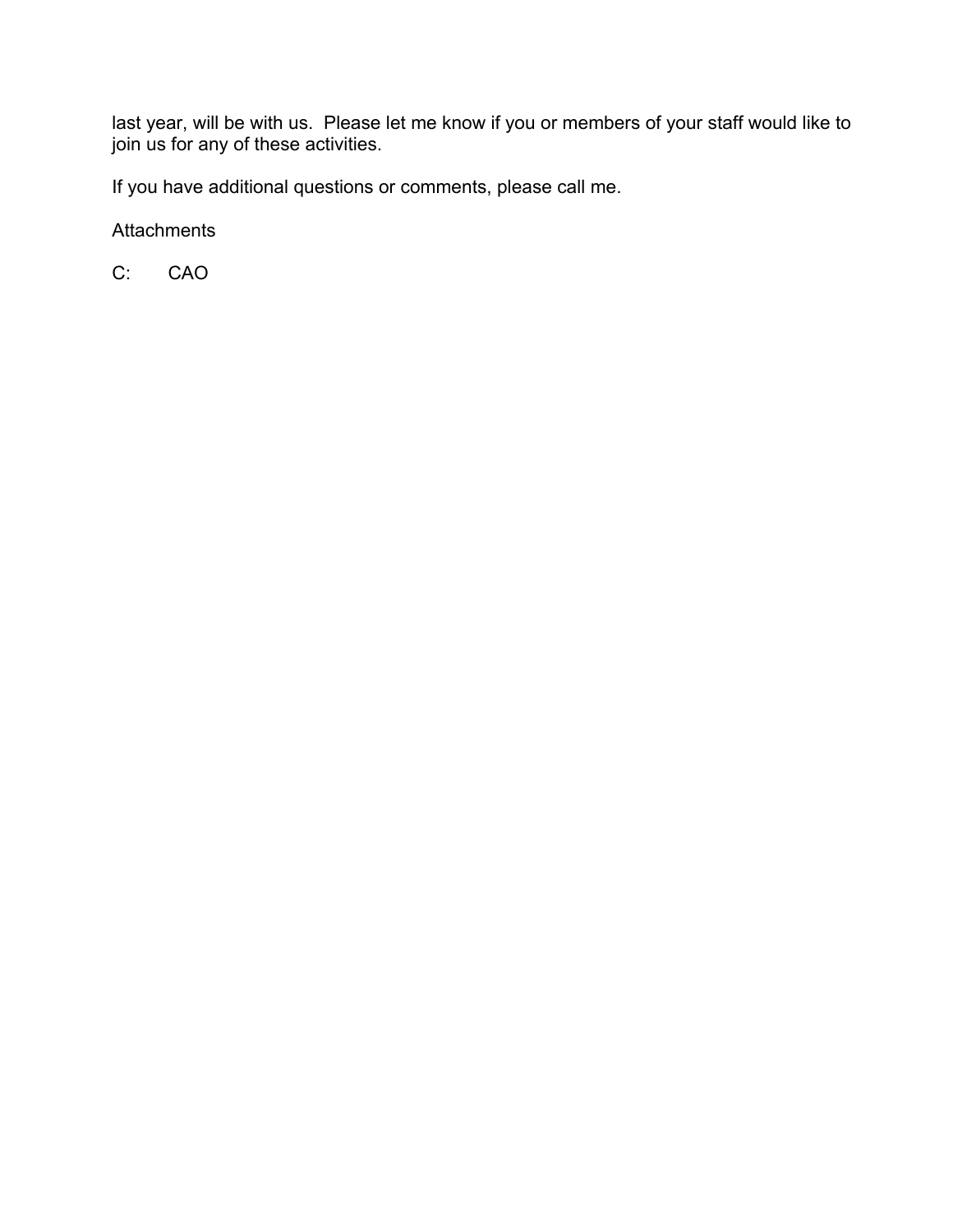last year, will be with us. Please let me know if you or members of your staff would like to join us for any of these activities.

If you have additional questions or comments, please call me.

Attachments

C: CAO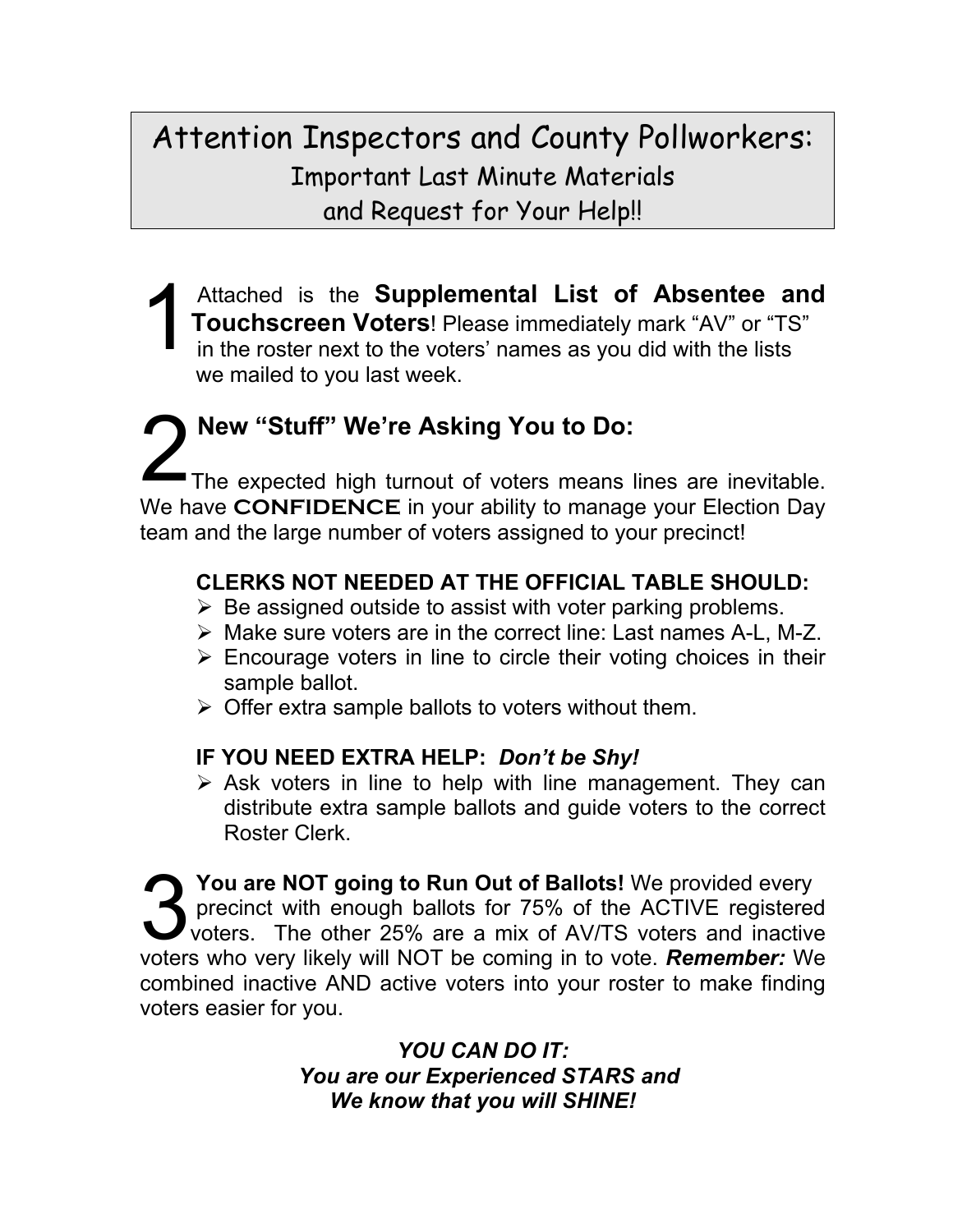# Attention Inspectors and County Pollworkers:

## Important Last Minute Materials and Request for Your Help!!

**1** Attached is the **Supplemental List of Absentee and Touchscreen Voters**! Please immediately mark "AV" or "TS" in the roster next to the voters' names as you did with the lists we mailed to you last week.

**2 New "Stuff" We're Asking You to Do:**

The expected high turnout of voters means lines are inevitable. We have **CONFIDENCE** in your ability to manage your Election Day team and the large number of voters assigned to your precinct!

**CLERKS NOT NEEDED AT THE OFFICIAL TABLE SHOULD:**

- Be assigned outside to assist with voter parking problems.
- Make sure voters are in the correct line: Last names A-L, M-Z.
- Encourage voters in line to circle their voting choices in their sample ballot.
- Offer extra sample ballots to voters without them.

**IF YOU NEED EXTRA HELP:** ***Don't be Shy!***

- Ask voters in line to help with line management. They can distribute extra sample ballots and guide voters to the correct Roster Clerk.

**3 You are NOT going to Run Out of Ballots!** We provided every precinct with enough ballots for 75% of the ACTIVE registered voters. The other 25% are a mix of AV/TS voters and inactive voters who very likely will NOT be coming in to vote. ***Remember:*** We combined inactive AND active voters into your roster to make finding voters easier for you.

***YOU CAN DO IT:***
***You are our Experienced STARS and***
***We know that you will SHINE!***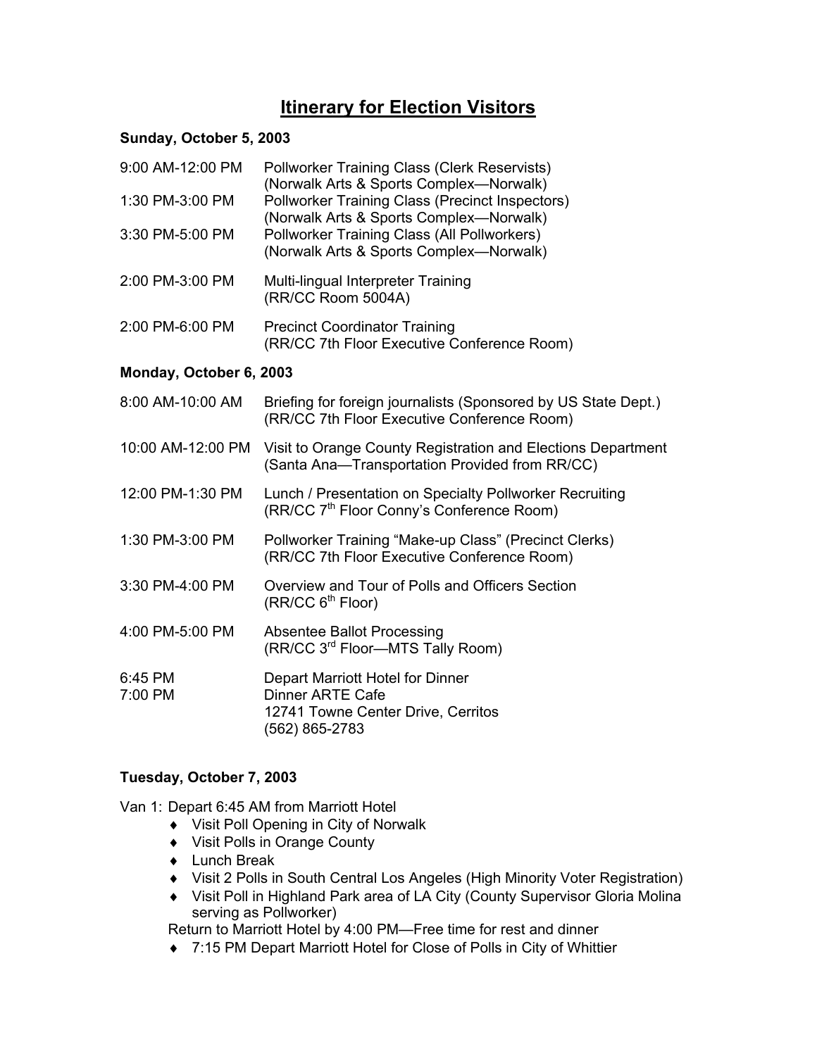# Itinerary for Election Visitors

**Sunday, October 5, 2003**

| | |
|---|---|
| 9:00 AM-12:00 PM | Pollworker Training Class (Clerk Reservists)<br>(Norwalk Arts & Sports Complex—Norwalk) |
| 1:30 PM-3:00 PM | Pollworker Training Class (Precinct Inspectors)<br>(Norwalk Arts & Sports Complex—Norwalk) |
| 3:30 PM-5:00 PM | Pollworker Training Class (All Pollworkers)<br>(Norwalk Arts & Sports Complex—Norwalk) |
| 2:00 PM-3:00 PM | Multi-lingual Interpreter Training<br>(RR/CC Room 5004A) |
| 2:00 PM-6:00 PM | Precinct Coordinator Training<br>(RR/CC 7th Floor Executive Conference Room) |

**Monday, October 6, 2003**

| | |
|---|---|
| 8:00 AM-10:00 AM | Briefing for foreign journalists (Sponsored by US State Dept.)<br>(RR/CC 7th Floor Executive Conference Room) |
| 10:00 AM-12:00 PM | Visit to Orange County Registration and Elections Department<br>(Santa Ana—Transportation Provided from RR/CC) |
| 12:00 PM-1:30 PM | Lunch / Presentation on Specialty Pollworker Recruiting<br>(RR/CC 7th Floor Conny's Conference Room) |
| 1:30 PM-3:00 PM | Pollworker Training "Make-up Class" (Precinct Clerks)<br>(RR/CC 7th Floor Executive Conference Room) |
| 3:30 PM-4:00 PM | Overview and Tour of Polls and Officers Section<br>(RR/CC 6th Floor) |
| 4:00 PM-5:00 PM | Absentee Ballot Processing<br>(RR/CC 3rd Floor—MTS Tally Room) |
| 6:45 PM | Depart Marriott Hotel for Dinner |
| 7:00 PM | Dinner ARTE Cafe<br>12741 Towne Center Drive, Cerritos<br>(562) 865-2783 |

**Tuesday, October 7, 2003**

Van 1: Depart 6:45 AM from Marriott Hotel

- Visit Poll Opening in City of Norwalk
- Visit Polls in Orange County
- Lunch Break
- Visit 2 Polls in South Central Los Angeles (High Minority Voter Registration)
- Visit Poll in Highland Park area of LA City (County Supervisor Gloria Molina serving as Pollworker)

Return to Marriott Hotel by 4:00 PM—Free time for rest and dinner

- 7:15 PM Depart Marriott Hotel for Close of Polls in City of Whittier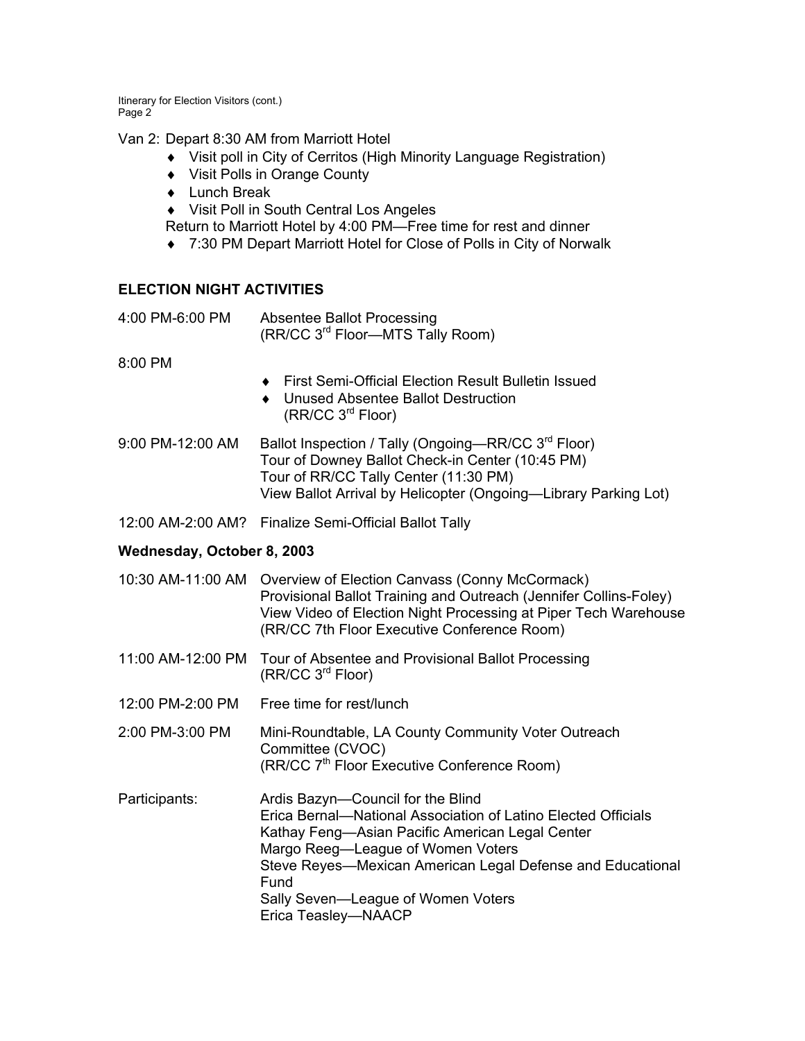Van 2: Depart 8:30 AM from Marriott Hotel

- Visit poll in City of Cerritos (High Minority Language Registration)
- Visit Polls in Orange County
- Lunch Break
- Visit Poll in South Central Los Angeles

Return to Marriott Hotel by 4:00 PM—Free time for rest and dinner

- 7:30 PM Depart Marriott Hotel for Close of Polls in City of Norwalk

## ELECTION NIGHT ACTIVITIES

4:00 PM-6:00 PM — Absentee Ballot Processing
(RR/CC 3rd Floor—MTS Tally Room)

8:00 PM

- First Semi-Official Election Result Bulletin Issued
- Unused Absentee Ballot Destruction
  (RR/CC 3rd Floor)

9:00 PM-12:00 AM — Ballot Inspection / Tally (Ongoing—RR/CC 3rd Floor)
Tour of Downey Ballot Check-in Center (10:45 PM)
Tour of RR/CC Tally Center (11:30 PM)
View Ballot Arrival by Helicopter (Ongoing—Library Parking Lot)

12:00 AM-2:00 AM? — Finalize Semi-Official Ballot Tally

### Wednesday, October 8, 2003

10:30 AM-11:00 AM — Overview of Election Canvass (Conny McCormack)
Provisional Ballot Training and Outreach (Jennifer Collins-Foley)
View Video of Election Night Processing at Piper Tech Warehouse
(RR/CC 7th Floor Executive Conference Room)

11:00 AM-12:00 PM — Tour of Absentee and Provisional Ballot Processing
(RR/CC 3rd Floor)

12:00 PM-2:00 PM — Free time for rest/lunch

2:00 PM-3:00 PM — Mini-Roundtable, LA County Community Voter Outreach Committee (CVOC)
(RR/CC 7th Floor Executive Conference Room)

Participants:

Ardis Bazyn—Council for the Blind
Erica Bernal—National Association of Latino Elected Officials
Kathay Feng—Asian Pacific American Legal Center
Margo Reeg—League of Women Voters
Steve Reyes—Mexican American Legal Defense and Educational Fund
Sally Seven—League of Women Voters
Erica Teasley—NAACP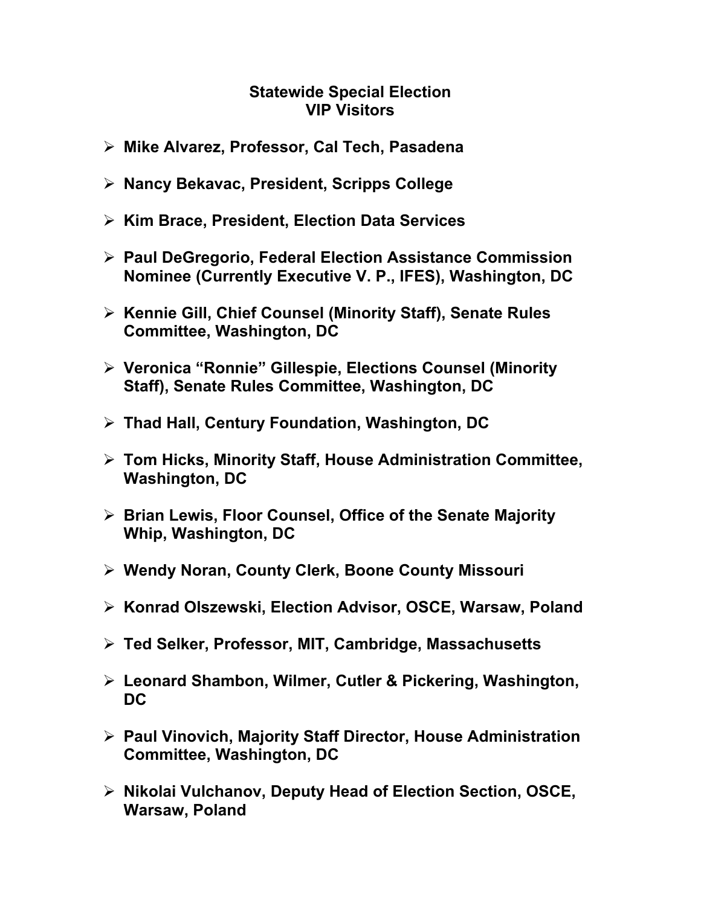# Statewide Special Election
## VIP Visitors

- **Mike Alvarez, Professor, Cal Tech, Pasadena**
- **Nancy Bekavac, President, Scripps College**
- **Kim Brace, President, Election Data Services**
- **Paul DeGregorio, Federal Election Assistance Commission Nominee (Currently Executive V. P., IFES), Washington, DC**
- **Kennie Gill, Chief Counsel (Minority Staff), Senate Rules Committee, Washington, DC**
- **Veronica "Ronnie" Gillespie, Elections Counsel (Minority Staff), Senate Rules Committee, Washington, DC**
- **Thad Hall, Century Foundation, Washington, DC**
- **Tom Hicks, Minority Staff, House Administration Committee, Washington, DC**
- **Brian Lewis, Floor Counsel, Office of the Senate Majority Whip, Washington, DC**
- **Wendy Noran, County Clerk, Boone County Missouri**
- **Konrad Olszewski, Election Advisor, OSCE, Warsaw, Poland**
- **Ted Selker, Professor, MIT, Cambridge, Massachusetts**
- **Leonard Shambon, Wilmer, Cutler & Pickering, Washington, DC**
- **Paul Vinovich, Majority Staff Director, House Administration Committee, Washington, DC**
- **Nikolai Vulchanov, Deputy Head of Election Section, OSCE, Warsaw, Poland**